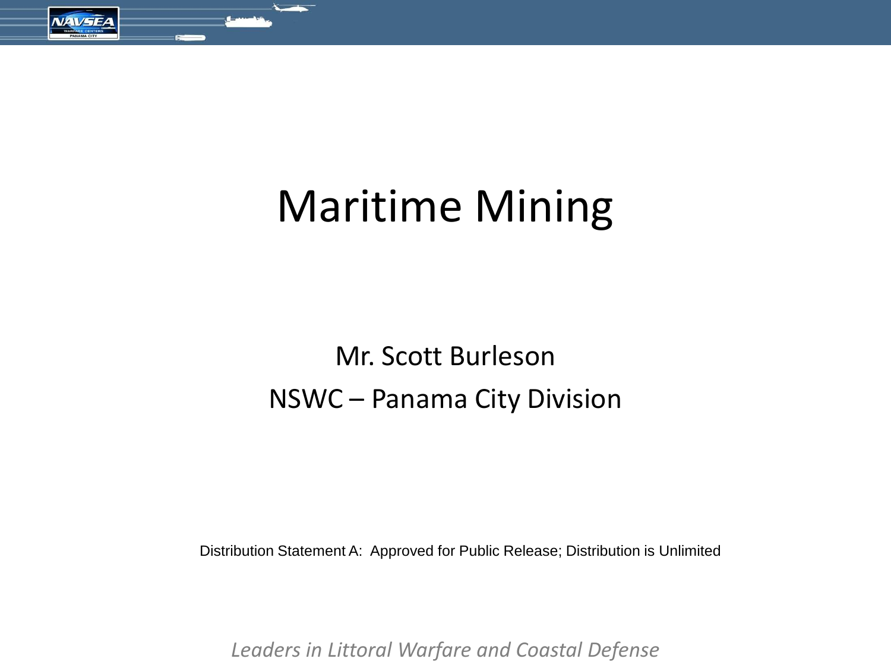# Maritime Mining

Mr. Scott Burleson

NSWC – Panama City Division

Distribution Statement A: Approved for Public Release; Distribution is Unlimited

*Leaders in Littoral Warfare and Coastal Defense*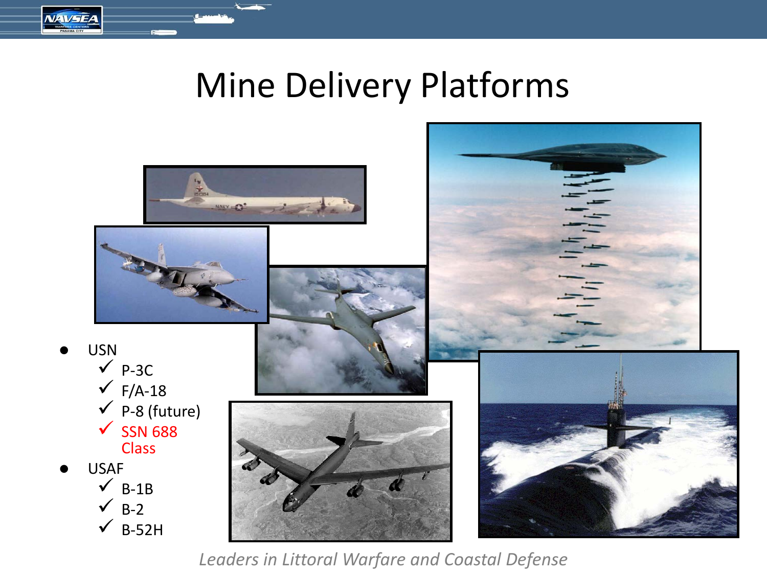# Mine Delivery Platforms

- USN
  - ✓ P-3C
  - ✓ F/A-18
  - ✓ P-8 (future)
  - ✓ SSN 688 Class
- USAF
  - ✓ B-1B
  - ✓ B-2
  - ✓ B-52H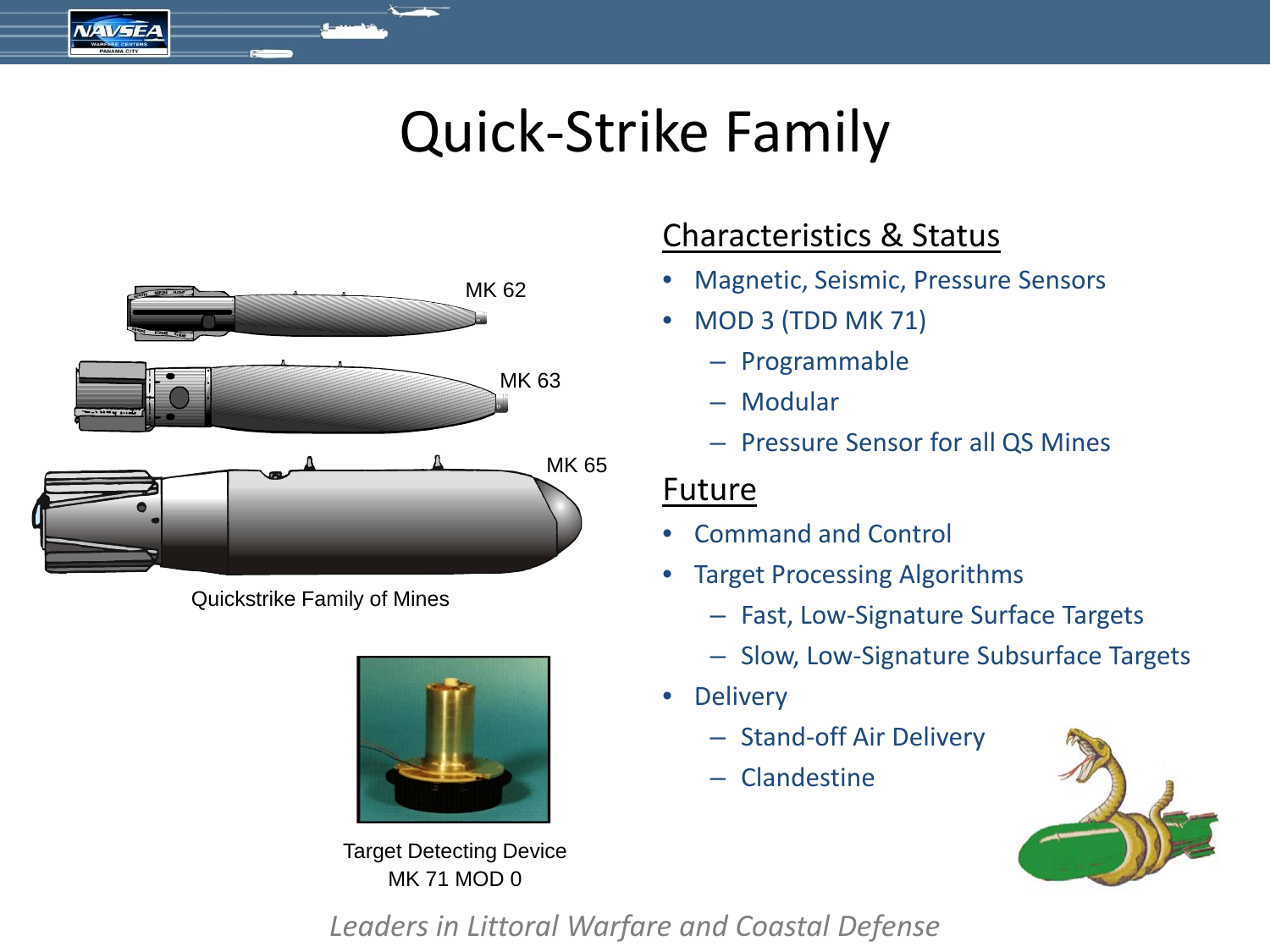# Quick-Strike Family

MK 62

MK 63

MK 65

Quickstrike Family of Mines

Target Detecting Device
MK 71 MOD 0

## Characteristics & Status

- Magnetic, Seismic, Pressure Sensors
- MOD 3 (TDD MK 71)
  - Programmable
  - Modular
  - Pressure Sensor for all QS Mines

## Future

- Command and Control
- Target Processing Algorithms
  - Fast, Low-Signature Surface Targets
  - Slow, Low-Signature Subsurface Targets
- Delivery
  - Stand-off Air Delivery
  - Clandestine

*Leaders in Littoral Warfare and Coastal Defense*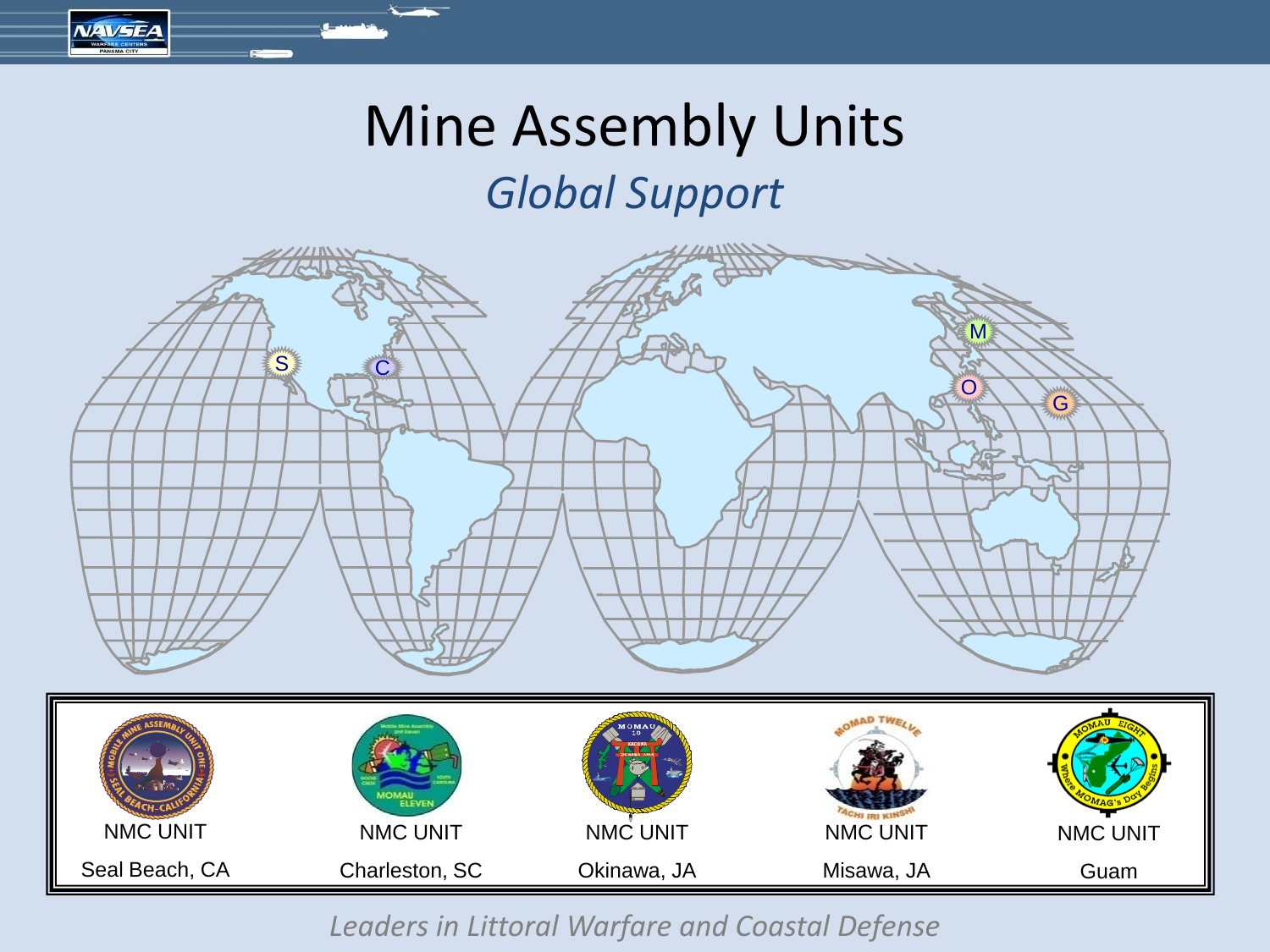# Mine Assembly Units

## *Global Support*

| NMC UNIT | NMC UNIT | NMC UNIT | NMC UNIT | NMC UNIT |
|---|---|---|---|---|
| Seal Beach, CA | Charleston, SC | Okinawa, JA | Misawa, JA | Guam |

*Leaders in Littoral Warfare and Coastal Defense*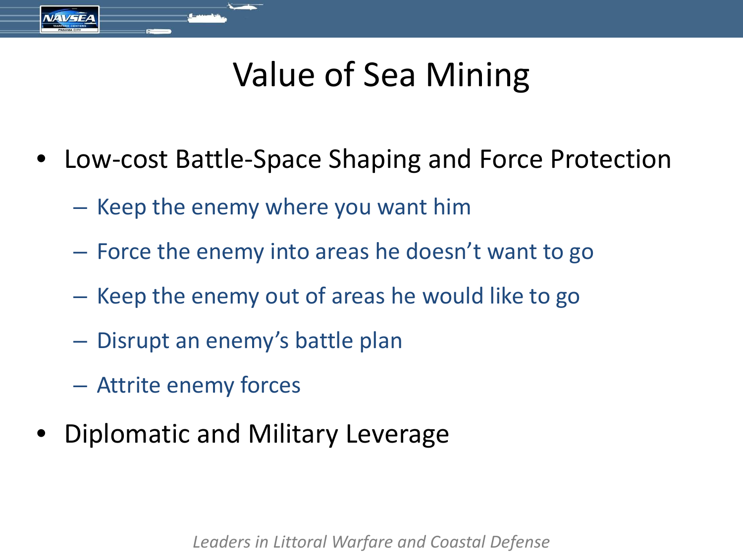# Value of Sea Mining

- Low-cost Battle-Space Shaping and Force Protection
  - Keep the enemy where you want him
  - Force the enemy into areas he doesn't want to go
  - Keep the enemy out of areas he would like to go
  - Disrupt an enemy's battle plan
  - Attrite enemy forces
- Diplomatic and Military Leverage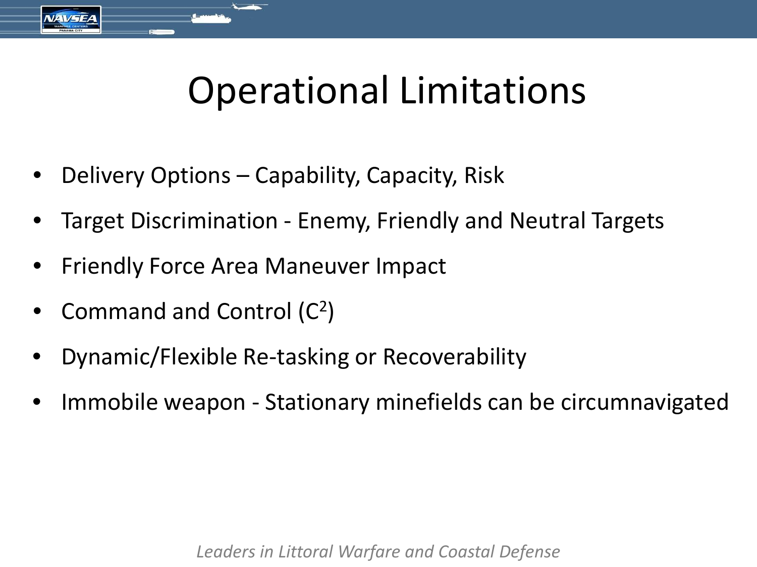# Operational Limitations

- Delivery Options – Capability, Capacity, Risk
- Target Discrimination - Enemy, Friendly and Neutral Targets
- Friendly Force Area Maneuver Impact
- Command and Control ($C^2$)
- Dynamic/Flexible Re-tasking or Recoverability
- Immobile weapon - Stationary minefields can be circumnavigated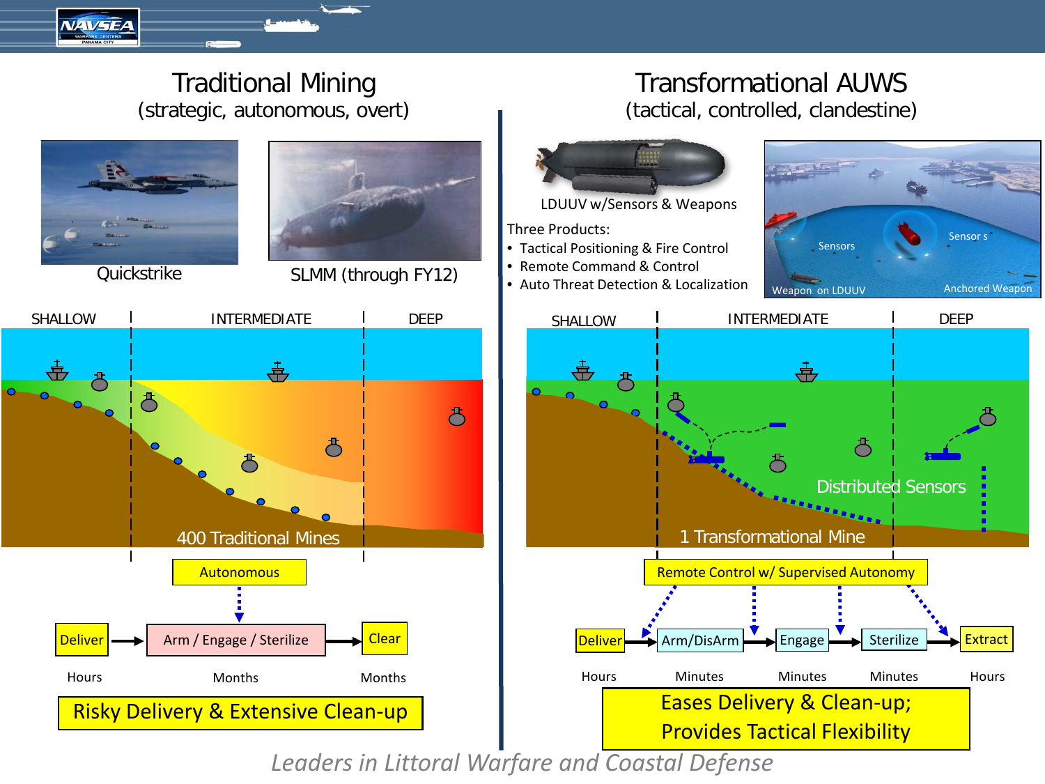## Traditional Mining
(strategic, autonomous, overt)

Quickstrike

SLMM (through FY12)

SHALLOW | INTERMEDIATE | DEEP

400 Traditional Mines

Autonomous

Deliver → Arm / Engage / Sterilize → Clear

Hours | Months | Months

**Risky Delivery & Extensive Clean-up**

## Transformational AUWS
(tactical, controlled, clandestine)

LDUUV w/Sensors & Weapons

Three Products:

- Tactical Positioning & Fire Control
- Remote Command & Control
- Auto Threat Detection & Localization

Sensors | Sensor s | Weapon on LDUUV | Anchored Weapon

SHALLOW | INTERMEDIATE | DEEP

Distributed Sensors

1 Transformational Mine

Remote Control w/ Supervised Autonomy

Deliver → Arm/DisArm → Engage → Sterilize → Extract

Hours | Minutes | Minutes | Minutes | Hours

**Eases Delivery & Clean-up;
Provides Tactical Flexibility**

*Leaders in Littoral Warfare and Coastal Defense*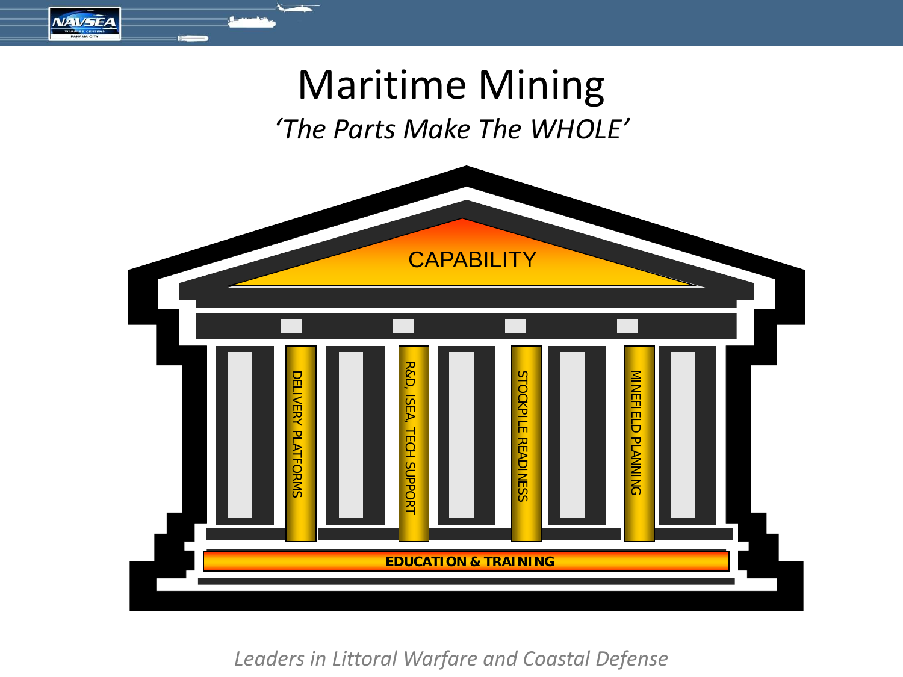# Maritime Mining

*'The Parts Make The WHOLE'*

CAPABILITY

DELIVERY PLATFORMS

R&D, ISEA, TECH SUPPORT

STOCKPILE READINESS

MINEFIELD PLANNING

**EDUCATION & TRAINING**

*Leaders in Littoral Warfare and Coastal Defense*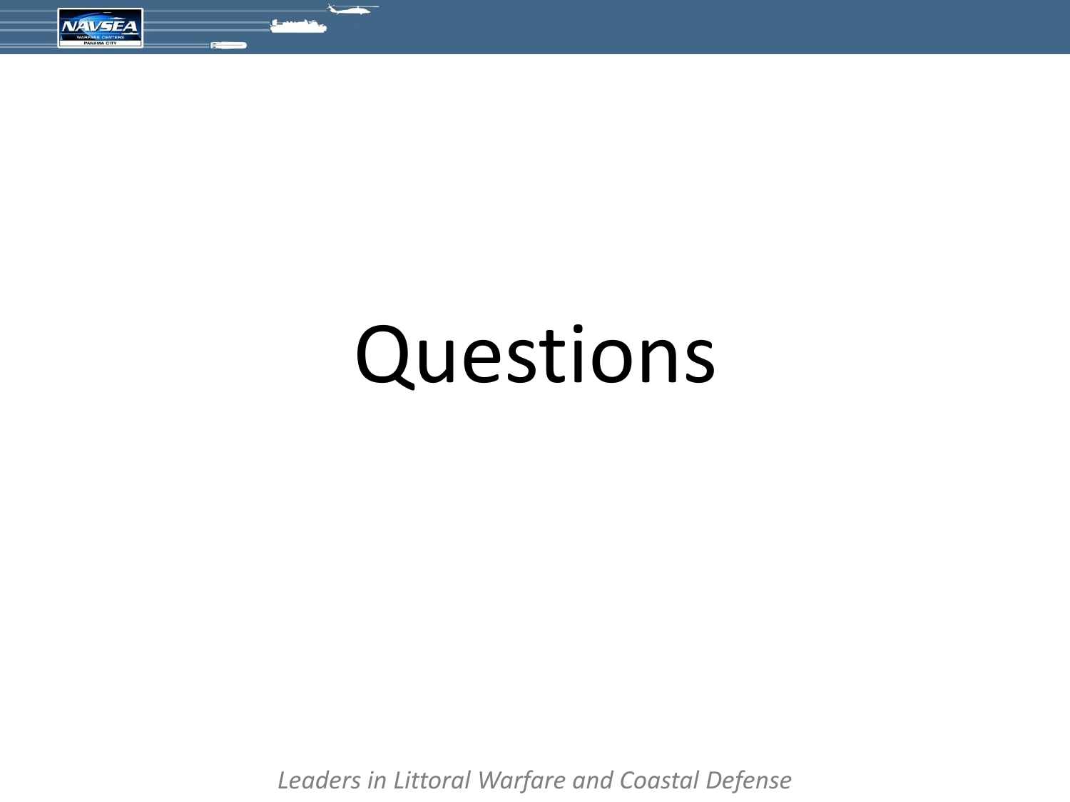# Questions

*Leaders in Littoral Warfare and Coastal Defense*